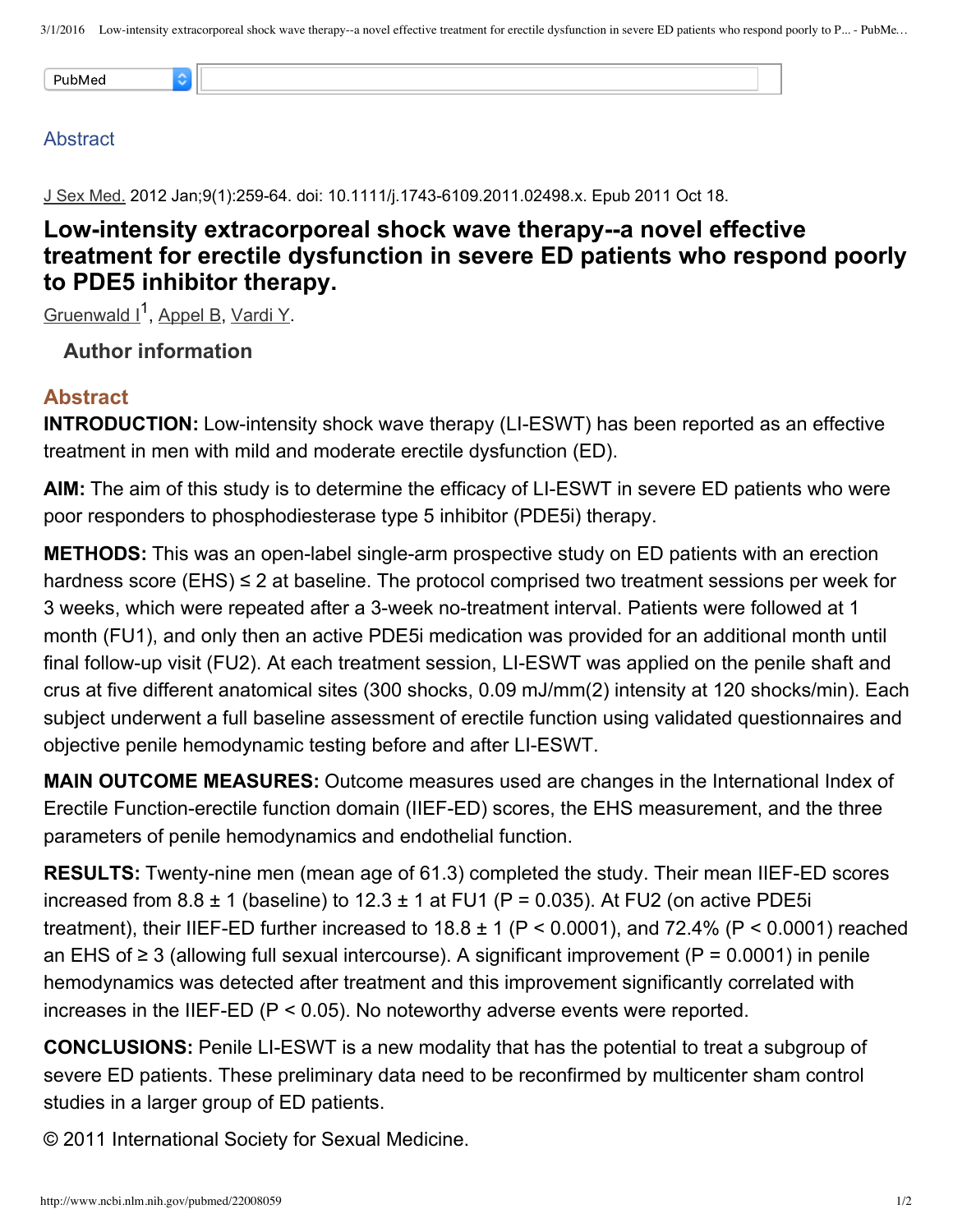Abstract

J Sex Med. 2012 Jan;9(1):259-64. doi: 10.1111/j.1743-6109.2011.02498.x. Epub 2011 Oct 18.

# Low-intensity extracorporeal shock wave therapy--a novel effective treatment for erectile dysfunction in severe ED patients who respond poorly to PDE5 inhibitor therapy.

Gruenwald I[1], Appel B, Vardi Y.

**Author information**

## Abstract

**INTRODUCTION:** Low-intensity shock wave therapy (LI-ESWT) has been reported as an effective treatment in men with mild and moderate erectile dysfunction (ED).

**AIM:** The aim of this study is to determine the efficacy of LI-ESWT in severe ED patients who were poor responders to phosphodiesterase type 5 inhibitor (PDE5i) therapy.

**METHODS:** This was an open-label single-arm prospective study on ED patients with an erection hardness score (EHS) ≤ 2 at baseline. The protocol comprised two treatment sessions per week for 3 weeks, which were repeated after a 3-week no-treatment interval. Patients were followed at 1 month (FU1), and only then an active PDE5i medication was provided for an additional month until final follow-up visit (FU2). At each treatment session, LI-ESWT was applied on the penile shaft and crus at five different anatomical sites (300 shocks, 0.09 mJ/mm(2) intensity at 120 shocks/min). Each subject underwent a full baseline assessment of erectile function using validated questionnaires and objective penile hemodynamic testing before and after LI-ESWT.

**MAIN OUTCOME MEASURES:** Outcome measures used are changes in the International Index of Erectile Function-erectile function domain (IIEF-ED) scores, the EHS measurement, and the three parameters of penile hemodynamics and endothelial function.

**RESULTS:** Twenty-nine men (mean age of 61.3) completed the study. Their mean IIEF-ED scores increased from 8.8 ± 1 (baseline) to 12.3 ± 1 at FU1 ($P = 0.035$). At FU2 (on active PDE5i treatment), their IIEF-ED further increased to 18.8 ± 1 ($P < 0.0001$), and 72.4% ($P < 0.0001$) reached an EHS of ≥ 3 (allowing full sexual intercourse). A significant improvement ($P = 0.0001$) in penile hemodynamics was detected after treatment and this improvement significantly correlated with increases in the IIEF-ED ($P < 0.05$). No noteworthy adverse events were reported.

**CONCLUSIONS:** Penile LI-ESWT is a new modality that has the potential to treat a subgroup of severe ED patients. These preliminary data need to be reconfirmed by multicenter sham control studies in a larger group of ED patients.

© 2011 International Society for Sexual Medicine.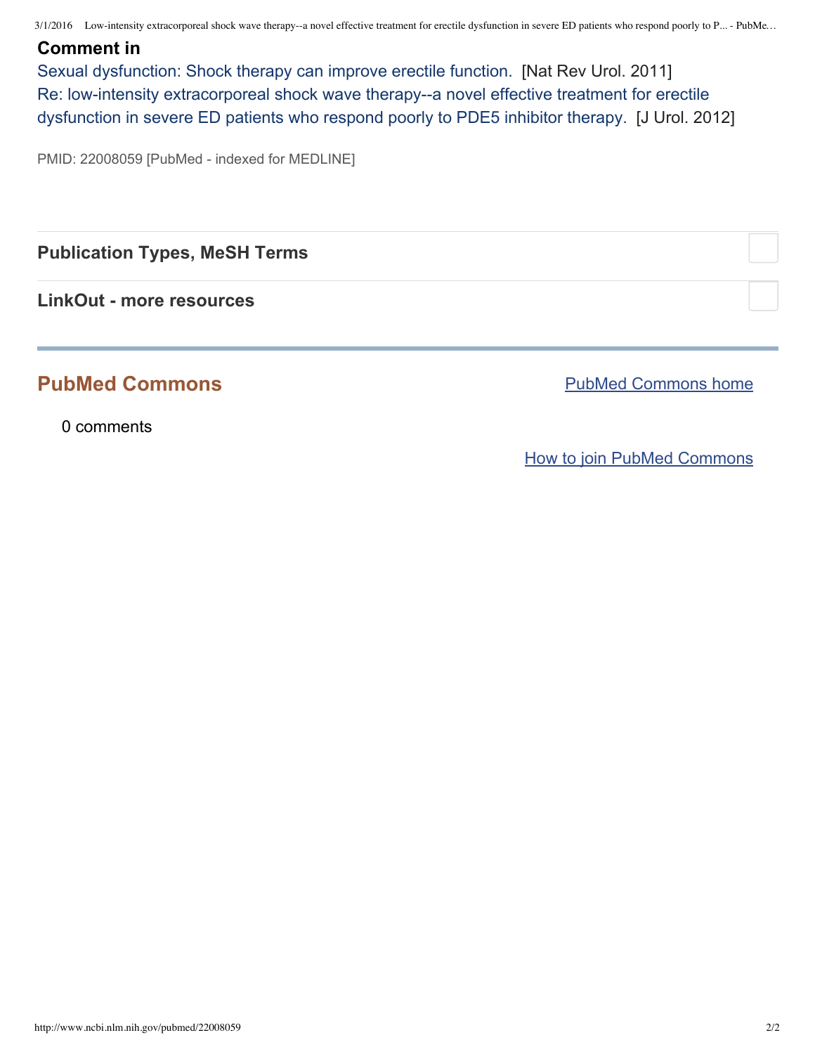## Comment in

Sexual dysfunction: Shock therapy can improve erectile function. [Nat Rev Urol. 2011]

Re: low-intensity extracorporeal shock wave therapy--a novel effective treatment for erectile dysfunction in severe ED patients who respond poorly to PDE5 inhibitor therapy. [J Urol. 2012]

PMID: 22008059 [PubMed - indexed for MEDLINE]

## Publication Types, MeSH Terms

## LinkOut - more resources

## PubMed Commons

PubMed Commons home

0 comments

How to join PubMed Commons